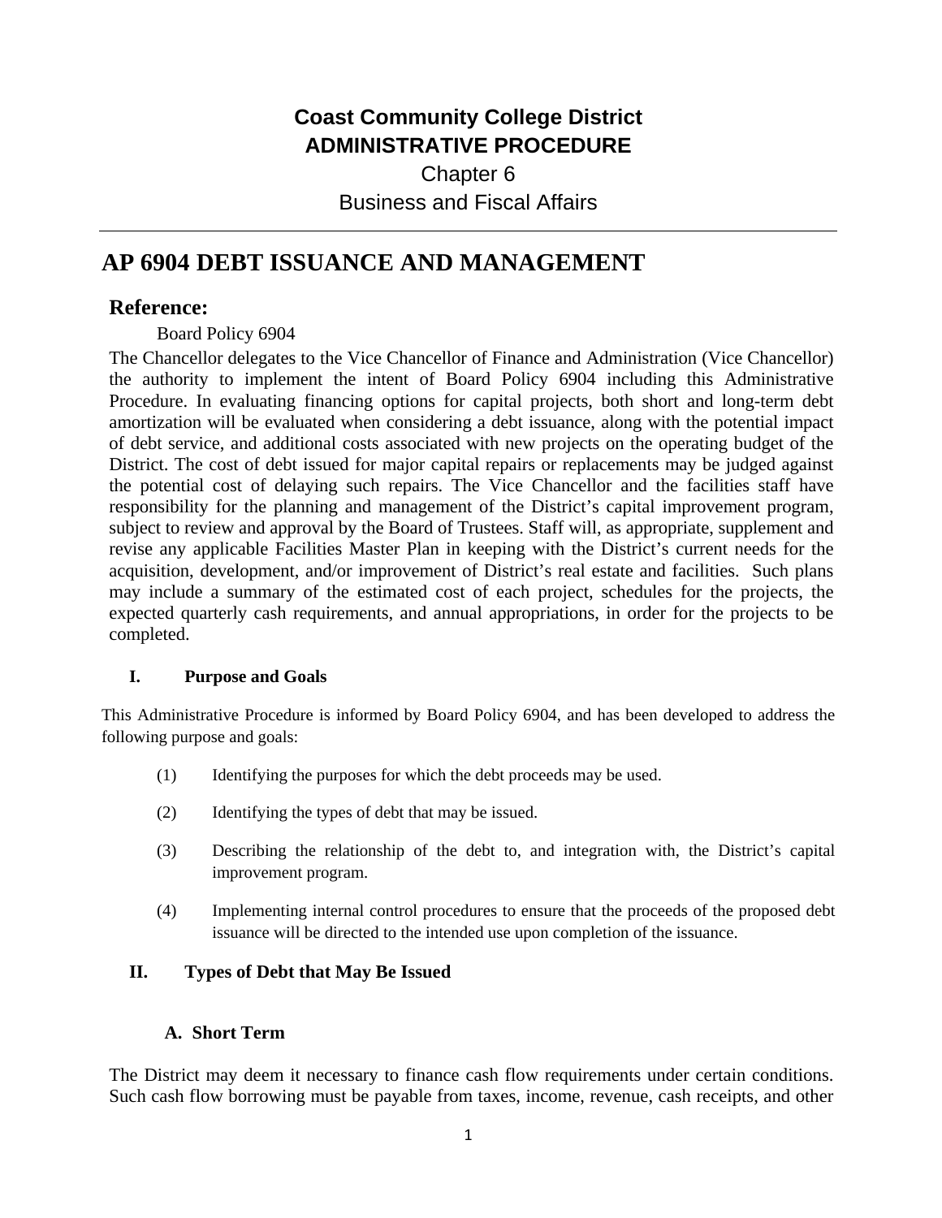**Coast Community College District**
**ADMINISTRATIVE PROCEDURE**
Chapter 6
Business and Fiscal Affairs

# AP 6904 DEBT ISSUANCE AND MANAGEMENT

## Reference:

Board Policy 6904

The Chancellor delegates to the Vice Chancellor of Finance and Administration (Vice Chancellor) the authority to implement the intent of Board Policy 6904 including this Administrative Procedure. In evaluating financing options for capital projects, both short and long-term debt amortization will be evaluated when considering a debt issuance, along with the potential impact of debt service, and additional costs associated with new projects on the operating budget of the District. The cost of debt issued for major capital repairs or replacements may be judged against the potential cost of delaying such repairs. The Vice Chancellor and the facilities staff have responsibility for the planning and management of the District's capital improvement program, subject to review and approval by the Board of Trustees. Staff will, as appropriate, supplement and revise any applicable Facilities Master Plan in keeping with the District's current needs for the acquisition, development, and/or improvement of District's real estate and facilities. Such plans may include a summary of the estimated cost of each project, schedules for the projects, the expected quarterly cash requirements, and annual appropriations, in order for the projects to be completed.

### I. Purpose and Goals

This Administrative Procedure is informed by Board Policy 6904, and has been developed to address the following purpose and goals:

(1) Identifying the purposes for which the debt proceeds may be used.

(2) Identifying the types of debt that may be issued.

(3) Describing the relationship of the debt to, and integration with, the District's capital improvement program.

(4) Implementing internal control procedures to ensure that the proceeds of the proposed debt issuance will be directed to the intended use upon completion of the issuance.

### II. Types of Debt that May Be Issued

#### A. Short Term

The District may deem it necessary to finance cash flow requirements under certain conditions. Such cash flow borrowing must be payable from taxes, income, revenue, cash receipts, and other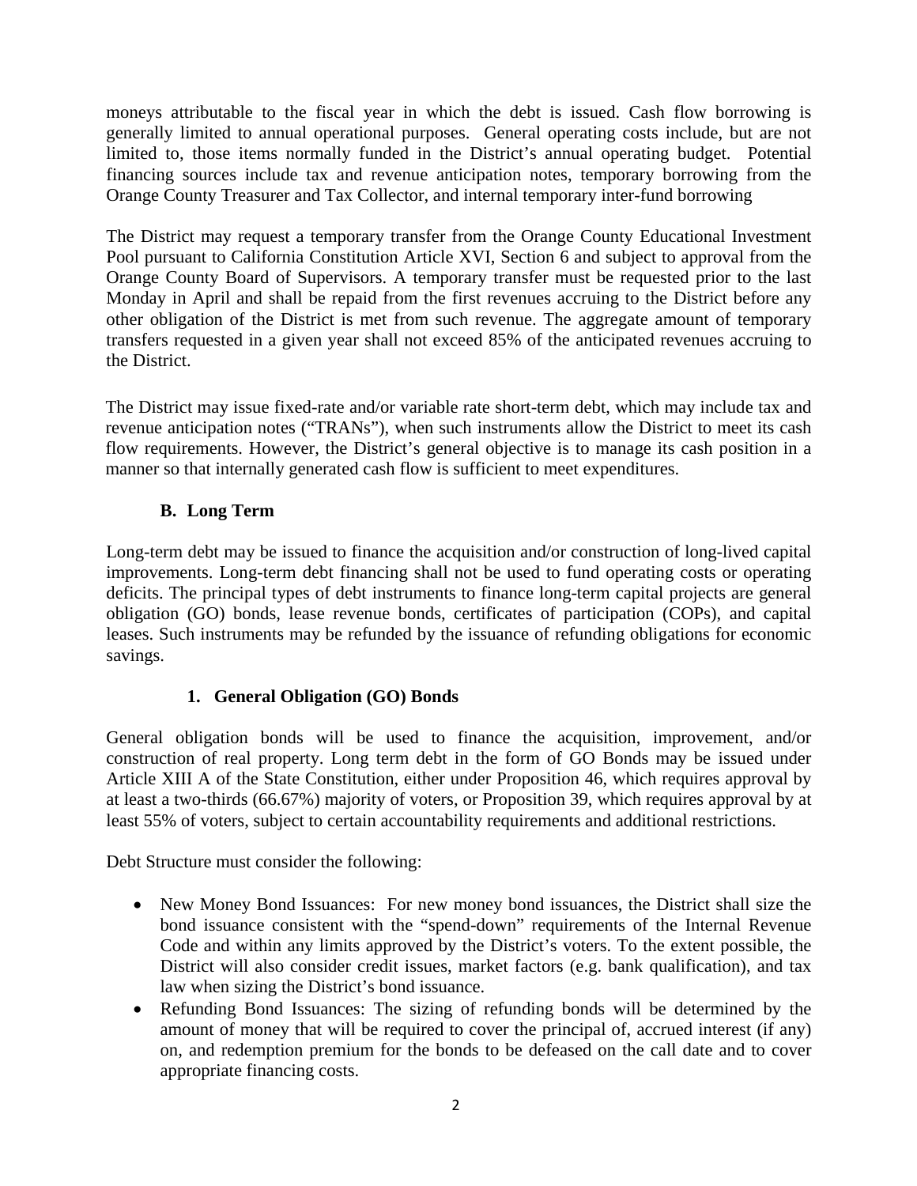moneys attributable to the fiscal year in which the debt is issued. Cash flow borrowing is generally limited to annual operational purposes. General operating costs include, but are not limited to, those items normally funded in the District's annual operating budget. Potential financing sources include tax and revenue anticipation notes, temporary borrowing from the Orange County Treasurer and Tax Collector, and internal temporary inter-fund borrowing

The District may request a temporary transfer from the Orange County Educational Investment Pool pursuant to California Constitution Article XVI, Section 6 and subject to approval from the Orange County Board of Supervisors. A temporary transfer must be requested prior to the last Monday in April and shall be repaid from the first revenues accruing to the District before any other obligation of the District is met from such revenue. The aggregate amount of temporary transfers requested in a given year shall not exceed 85% of the anticipated revenues accruing to the District.

The District may issue fixed-rate and/or variable rate short-term debt, which may include tax and revenue anticipation notes ("TRANs"), when such instruments allow the District to meet its cash flow requirements. However, the District's general objective is to manage its cash position in a manner so that internally generated cash flow is sufficient to meet expenditures.

### B. Long Term

Long-term debt may be issued to finance the acquisition and/or construction of long-lived capital improvements. Long-term debt financing shall not be used to fund operating costs or operating deficits. The principal types of debt instruments to finance long-term capital projects are general obligation (GO) bonds, lease revenue bonds, certificates of participation (COPs), and capital leases. Such instruments may be refunded by the issuance of refunding obligations for economic savings.

#### 1. General Obligation (GO) Bonds

General obligation bonds will be used to finance the acquisition, improvement, and/or construction of real property. Long term debt in the form of GO Bonds may be issued under Article XIII A of the State Constitution, either under Proposition 46, which requires approval by at least a two-thirds (66.67%) majority of voters, or Proposition 39, which requires approval by at least 55% of voters, subject to certain accountability requirements and additional restrictions.

Debt Structure must consider the following:

- New Money Bond Issuances: For new money bond issuances, the District shall size the bond issuance consistent with the "spend-down" requirements of the Internal Revenue Code and within any limits approved by the District's voters. To the extent possible, the District will also consider credit issues, market factors (e.g. bank qualification), and tax law when sizing the District's bond issuance.
- Refunding Bond Issuances: The sizing of refunding bonds will be determined by the amount of money that will be required to cover the principal of, accrued interest (if any) on, and redemption premium for the bonds to be defeased on the call date and to cover appropriate financing costs.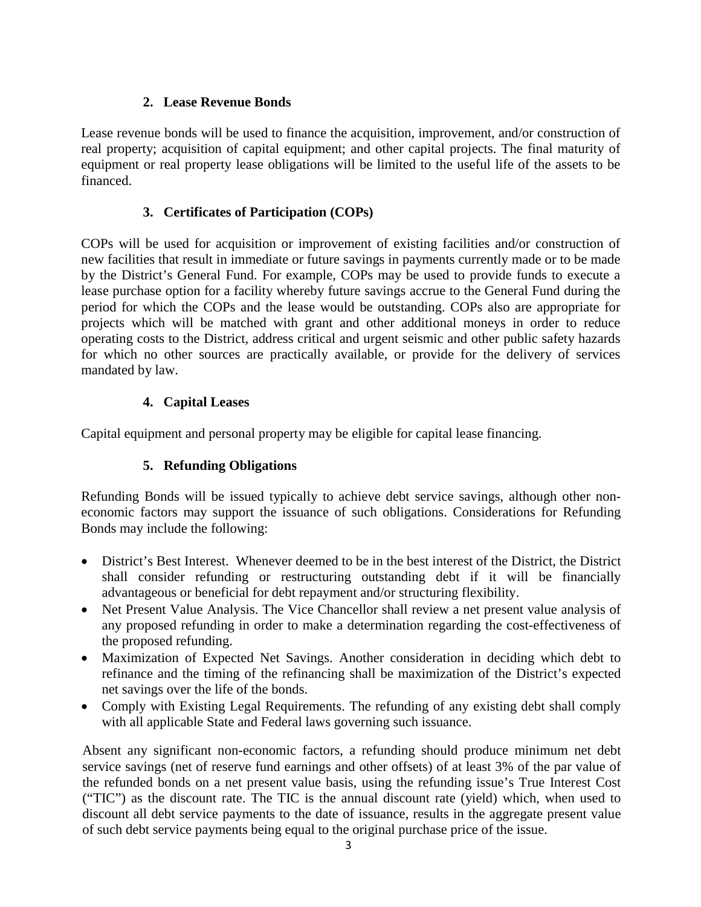### 2. Lease Revenue Bonds

Lease revenue bonds will be used to finance the acquisition, improvement, and/or construction of real property; acquisition of capital equipment; and other capital projects. The final maturity of equipment or real property lease obligations will be limited to the useful life of the assets to be financed.

### 3. Certificates of Participation (COPs)

COPs will be used for acquisition or improvement of existing facilities and/or construction of new facilities that result in immediate or future savings in payments currently made or to be made by the District's General Fund. For example, COPs may be used to provide funds to execute a lease purchase option for a facility whereby future savings accrue to the General Fund during the period for which the COPs and the lease would be outstanding. COPs also are appropriate for projects which will be matched with grant and other additional moneys in order to reduce operating costs to the District, address critical and urgent seismic and other public safety hazards for which no other sources are practically available, or provide for the delivery of services mandated by law.

### 4. Capital Leases

Capital equipment and personal property may be eligible for capital lease financing.

### 5. Refunding Obligations

Refunding Bonds will be issued typically to achieve debt service savings, although other non-economic factors may support the issuance of such obligations. Considerations for Refunding Bonds may include the following:

- District's Best Interest. Whenever deemed to be in the best interest of the District, the District shall consider refunding or restructuring outstanding debt if it will be financially advantageous or beneficial for debt repayment and/or structuring flexibility.
- Net Present Value Analysis. The Vice Chancellor shall review a net present value analysis of any proposed refunding in order to make a determination regarding the cost-effectiveness of the proposed refunding.
- Maximization of Expected Net Savings. Another consideration in deciding which debt to refinance and the timing of the refinancing shall be maximization of the District's expected net savings over the life of the bonds.
- Comply with Existing Legal Requirements. The refunding of any existing debt shall comply with all applicable State and Federal laws governing such issuance.

Absent any significant non-economic factors, a refunding should produce minimum net debt service savings (net of reserve fund earnings and other offsets) of at least 3% of the par value of the refunded bonds on a net present value basis, using the refunding issue's True Interest Cost ("TIC") as the discount rate. The TIC is the annual discount rate (yield) which, when used to discount all debt service payments to the date of issuance, results in the aggregate present value of such debt service payments being equal to the original purchase price of the issue.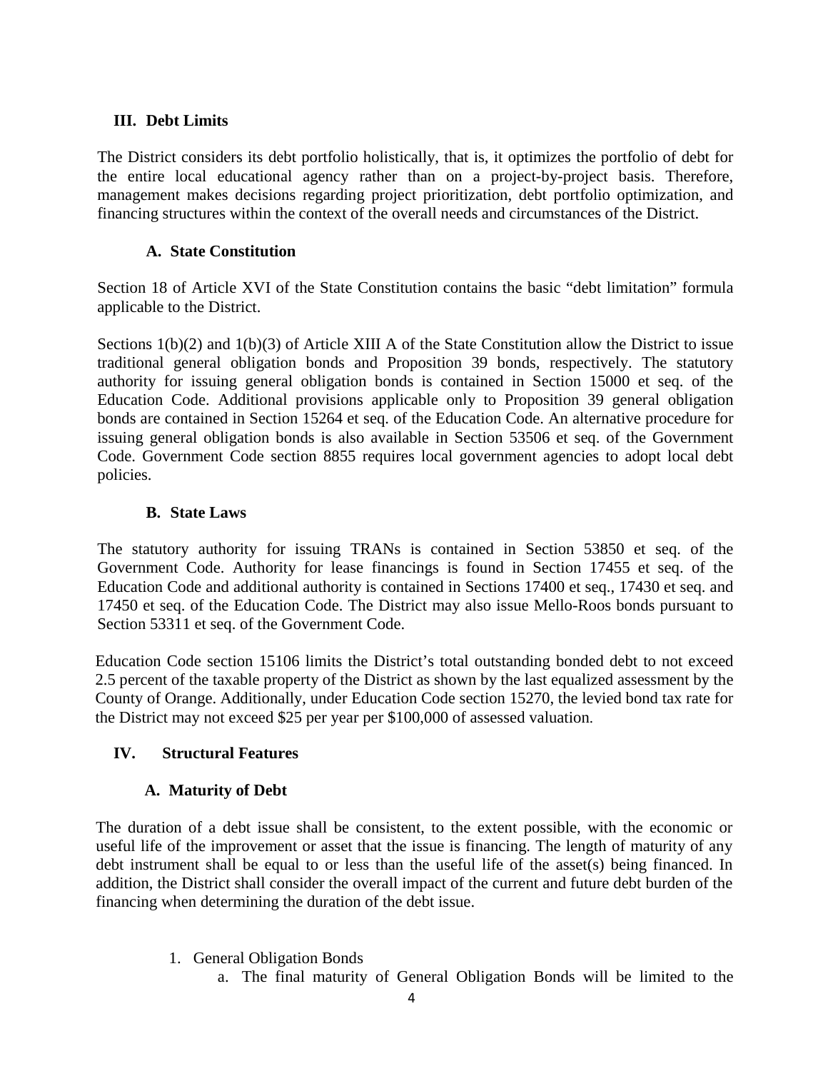## III. Debt Limits

The District considers its debt portfolio holistically, that is, it optimizes the portfolio of debt for the entire local educational agency rather than on a project-by-project basis. Therefore, management makes decisions regarding project prioritization, debt portfolio optimization, and financing structures within the context of the overall needs and circumstances of the District.

### A. State Constitution

Section 18 of Article XVI of the State Constitution contains the basic "debt limitation" formula applicable to the District.

Sections 1(b)(2) and 1(b)(3) of Article XIII A of the State Constitution allow the District to issue traditional general obligation bonds and Proposition 39 bonds, respectively. The statutory authority for issuing general obligation bonds is contained in Section 15000 et seq. of the Education Code. Additional provisions applicable only to Proposition 39 general obligation bonds are contained in Section 15264 et seq. of the Education Code. An alternative procedure for issuing general obligation bonds is also available in Section 53506 et seq. of the Government Code. Government Code section 8855 requires local government agencies to adopt local debt policies.

### B. State Laws

The statutory authority for issuing TRANs is contained in Section 53850 et seq. of the Government Code. Authority for lease financings is found in Section 17455 et seq. of the Education Code and additional authority is contained in Sections 17400 et seq., 17430 et seq. and 17450 et seq. of the Education Code. The District may also issue Mello-Roos bonds pursuant to Section 53311 et seq. of the Government Code.

Education Code section 15106 limits the District's total outstanding bonded debt to not exceed 2.5 percent of the taxable property of the District as shown by the last equalized assessment by the County of Orange. Additionally, under Education Code section 15270, the levied bond tax rate for the District may not exceed $25 per year per $100,000 of assessed valuation.

## IV. Structural Features

### A. Maturity of Debt

The duration of a debt issue shall be consistent, to the extent possible, with the economic or useful life of the improvement or asset that the issue is financing. The length of maturity of any debt instrument shall be equal to or less than the useful life of the asset(s) being financed. In addition, the District shall consider the overall impact of the current and future debt burden of the financing when determining the duration of the debt issue.

1. General Obligation Bonds
   a. The final maturity of General Obligation Bonds will be limited to the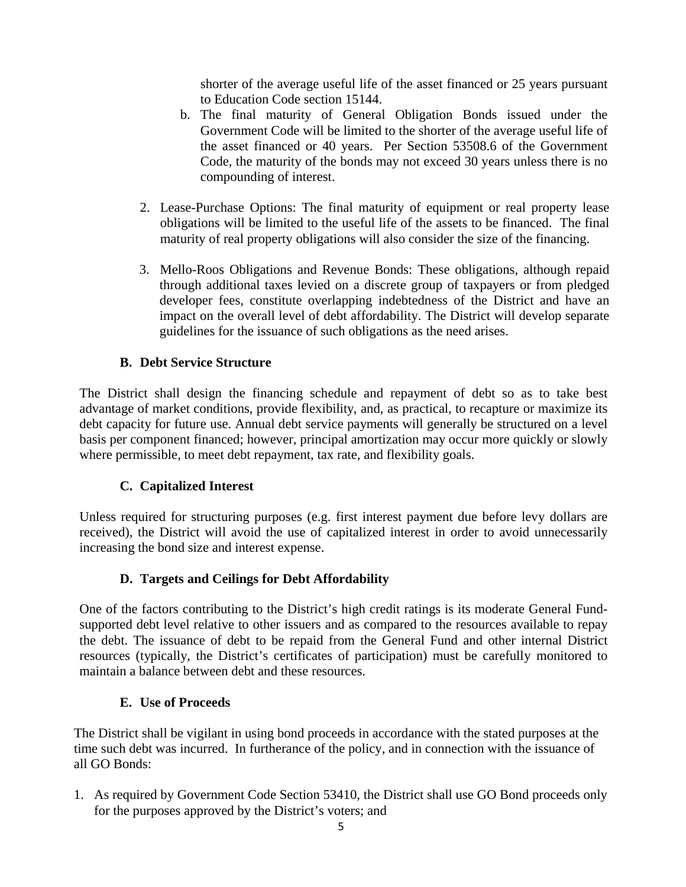shorter of the average useful life of the asset financed or 25 years pursuant to Education Code section 15144.

b. The final maturity of General Obligation Bonds issued under the Government Code will be limited to the shorter of the average useful life of the asset financed or 40 years. Per Section 53508.6 of the Government Code, the maturity of the bonds may not exceed 30 years unless there is no compounding of interest.

2. Lease-Purchase Options: The final maturity of equipment or real property lease obligations will be limited to the useful life of the assets to be financed. The final maturity of real property obligations will also consider the size of the financing.

3. Mello-Roos Obligations and Revenue Bonds: These obligations, although repaid through additional taxes levied on a discrete group of taxpayers or from pledged developer fees, constitute overlapping indebtedness of the District and have an impact on the overall level of debt affordability. The District will develop separate guidelines for the issuance of such obligations as the need arises.

### B. Debt Service Structure

The District shall design the financing schedule and repayment of debt so as to take best advantage of market conditions, provide flexibility, and, as practical, to recapture or maximize its debt capacity for future use. Annual debt service payments will generally be structured on a level basis per component financed; however, principal amortization may occur more quickly or slowly where permissible, to meet debt repayment, tax rate, and flexibility goals.

### C. Capitalized Interest

Unless required for structuring purposes (e.g. first interest payment due before levy dollars are received), the District will avoid the use of capitalized interest in order to avoid unnecessarily increasing the bond size and interest expense.

### D. Targets and Ceilings for Debt Affordability

One of the factors contributing to the District's high credit ratings is its moderate General Fund-supported debt level relative to other issuers and as compared to the resources available to repay the debt. The issuance of debt to be repaid from the General Fund and other internal District resources (typically, the District's certificates of participation) must be carefully monitored to maintain a balance between debt and these resources.

### E. Use of Proceeds

The District shall be vigilant in using bond proceeds in accordance with the stated purposes at the time such debt was incurred. In furtherance of the policy, and in connection with the issuance of all GO Bonds:

1. As required by Government Code Section 53410, the District shall use GO Bond proceeds only for the purposes approved by the District's voters; and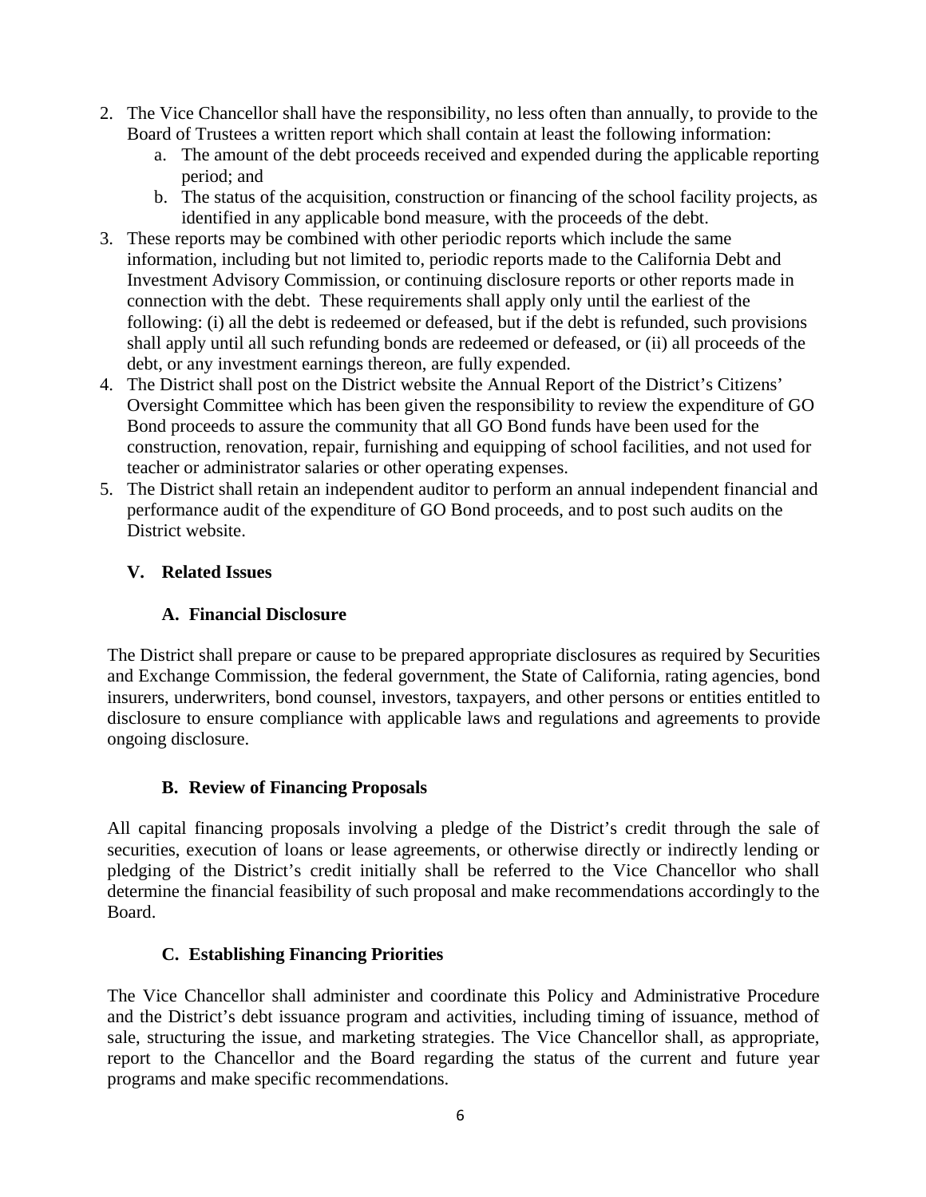2. The Vice Chancellor shall have the responsibility, no less often than annually, to provide to the Board of Trustees a written report which shall contain at least the following information:
   a. The amount of the debt proceeds received and expended during the applicable reporting period; and
   b. The status of the acquisition, construction or financing of the school facility projects, as identified in any applicable bond measure, with the proceeds of the debt.
3. These reports may be combined with other periodic reports which include the same information, including but not limited to, periodic reports made to the California Debt and Investment Advisory Commission, or continuing disclosure reports or other reports made in connection with the debt. These requirements shall apply only until the earliest of the following: (i) all the debt is redeemed or defeased, but if the debt is refunded, such provisions shall apply until all such refunding bonds are redeemed or defeased, or (ii) all proceeds of the debt, or any investment earnings thereon, are fully expended.
4. The District shall post on the District website the Annual Report of the District's Citizens' Oversight Committee which has been given the responsibility to review the expenditure of GO Bond proceeds to assure the community that all GO Bond funds have been used for the construction, renovation, repair, furnishing and equipping of school facilities, and not used for teacher or administrator salaries or other operating expenses.
5. The District shall retain an independent auditor to perform an annual independent financial and performance audit of the expenditure of GO Bond proceeds, and to post such audits on the District website.

## V. Related Issues

### A. Financial Disclosure

The District shall prepare or cause to be prepared appropriate disclosures as required by Securities and Exchange Commission, the federal government, the State of California, rating agencies, bond insurers, underwriters, bond counsel, investors, taxpayers, and other persons or entities entitled to disclosure to ensure compliance with applicable laws and regulations and agreements to provide ongoing disclosure.

### B. Review of Financing Proposals

All capital financing proposals involving a pledge of the District's credit through the sale of securities, execution of loans or lease agreements, or otherwise directly or indirectly lending or pledging of the District's credit initially shall be referred to the Vice Chancellor who shall determine the financial feasibility of such proposal and make recommendations accordingly to the Board.

### C. Establishing Financing Priorities

The Vice Chancellor shall administer and coordinate this Policy and Administrative Procedure and the District's debt issuance program and activities, including timing of issuance, method of sale, structuring the issue, and marketing strategies. The Vice Chancellor shall, as appropriate, report to the Chancellor and the Board regarding the status of the current and future year programs and make specific recommendations.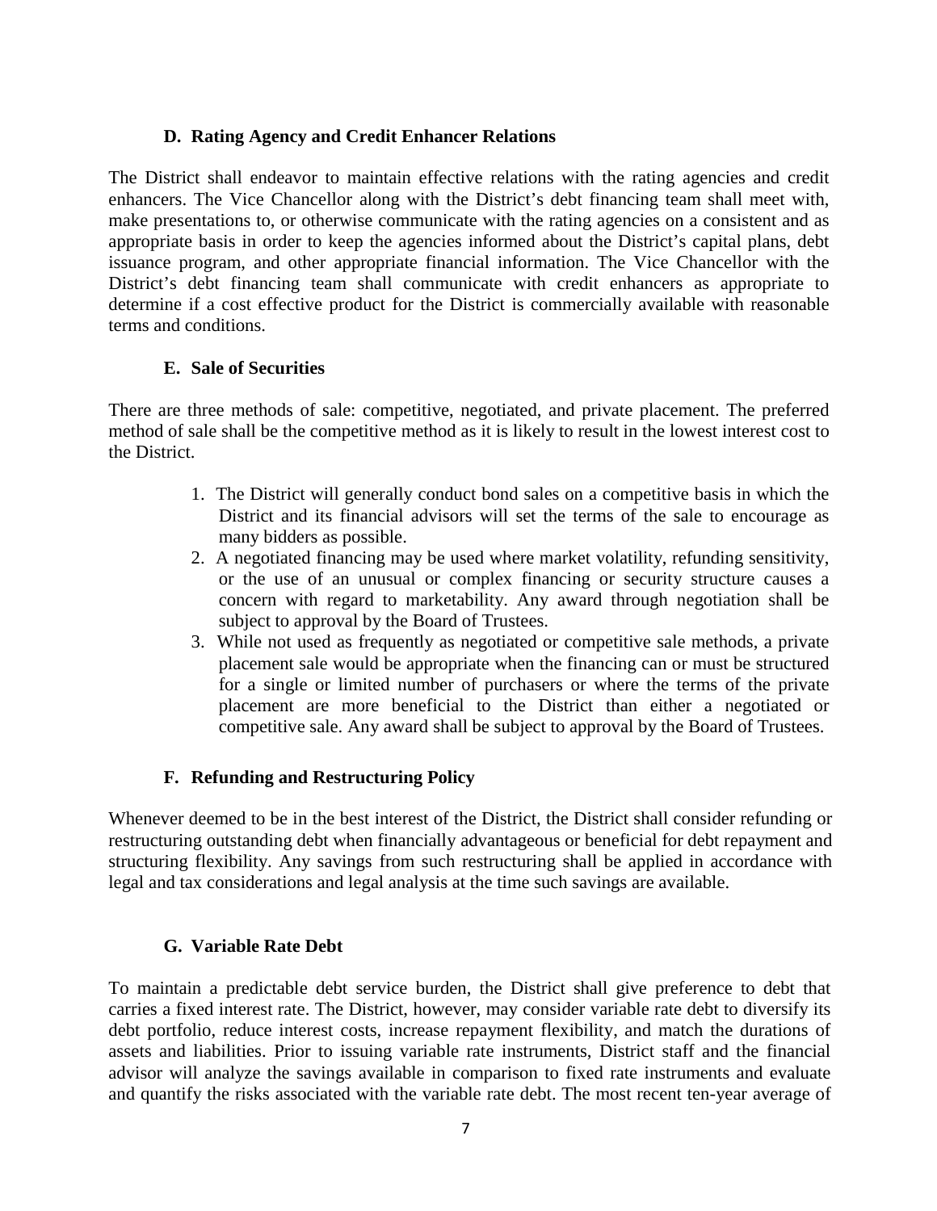### D. Rating Agency and Credit Enhancer Relations

The District shall endeavor to maintain effective relations with the rating agencies and credit enhancers. The Vice Chancellor along with the District's debt financing team shall meet with, make presentations to, or otherwise communicate with the rating agencies on a consistent and as appropriate basis in order to keep the agencies informed about the District's capital plans, debt issuance program, and other appropriate financial information. The Vice Chancellor with the District's debt financing team shall communicate with credit enhancers as appropriate to determine if a cost effective product for the District is commercially available with reasonable terms and conditions.

### E. Sale of Securities

There are three methods of sale: competitive, negotiated, and private placement. The preferred method of sale shall be the competitive method as it is likely to result in the lowest interest cost to the District.

1. The District will generally conduct bond sales on a competitive basis in which the District and its financial advisors will set the terms of the sale to encourage as many bidders as possible.
2. A negotiated financing may be used where market volatility, refunding sensitivity, or the use of an unusual or complex financing or security structure causes a concern with regard to marketability. Any award through negotiation shall be subject to approval by the Board of Trustees.
3. While not used as frequently as negotiated or competitive sale methods, a private placement sale would be appropriate when the financing can or must be structured for a single or limited number of purchasers or where the terms of the private placement are more beneficial to the District than either a negotiated or competitive sale. Any award shall be subject to approval by the Board of Trustees.

### F. Refunding and Restructuring Policy

Whenever deemed to be in the best interest of the District, the District shall consider refunding or restructuring outstanding debt when financially advantageous or beneficial for debt repayment and structuring flexibility. Any savings from such restructuring shall be applied in accordance with legal and tax considerations and legal analysis at the time such savings are available.

### G. Variable Rate Debt

To maintain a predictable debt service burden, the District shall give preference to debt that carries a fixed interest rate. The District, however, may consider variable rate debt to diversify its debt portfolio, reduce interest costs, increase repayment flexibility, and match the durations of assets and liabilities. Prior to issuing variable rate instruments, District staff and the financial advisor will analyze the savings available in comparison to fixed rate instruments and evaluate and quantify the risks associated with the variable rate debt. The most recent ten-year average of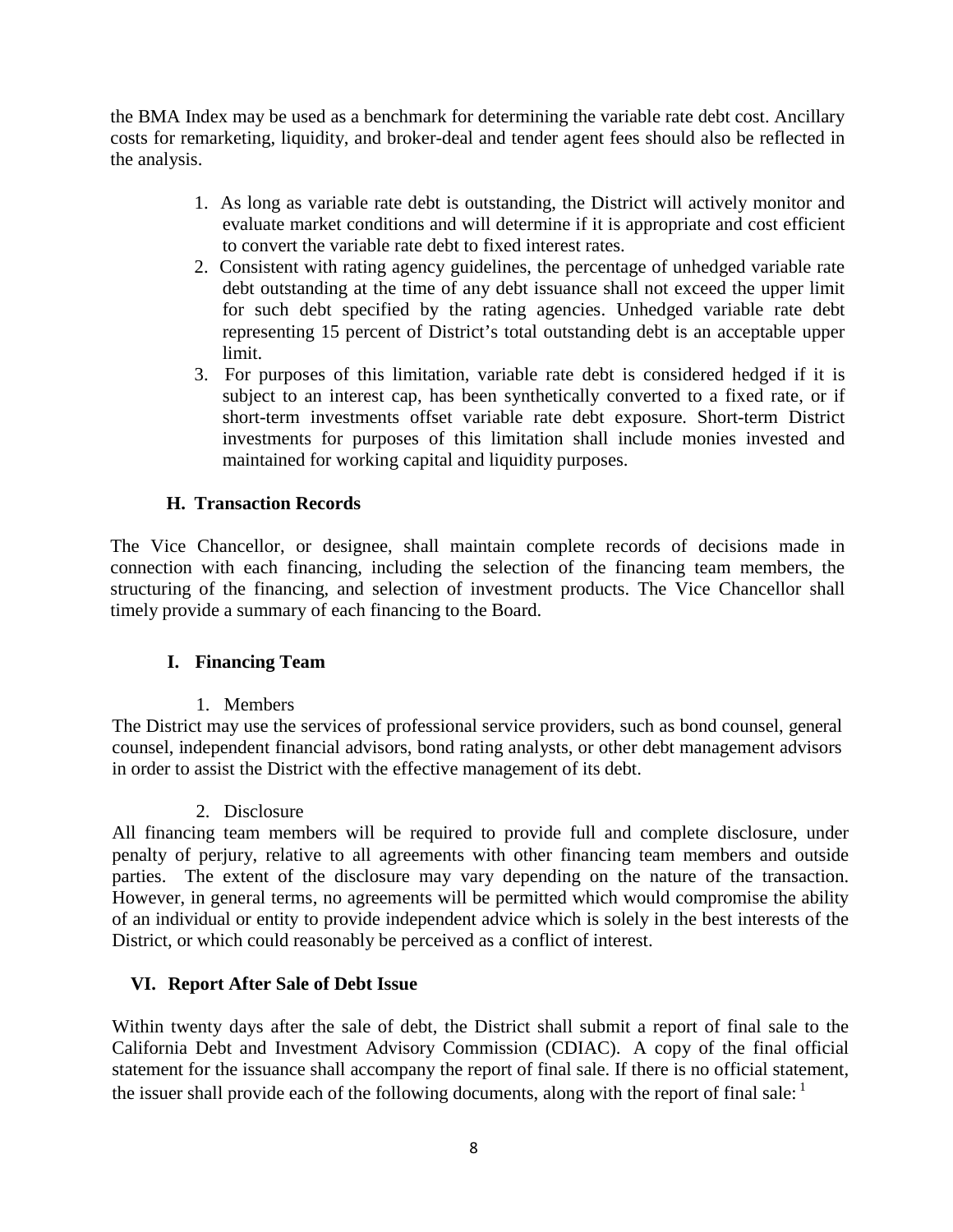the BMA Index may be used as a benchmark for determining the variable rate debt cost. Ancillary costs for remarketing, liquidity, and broker-deal and tender agent fees should also be reflected in the analysis.

1. As long as variable rate debt is outstanding, the District will actively monitor and evaluate market conditions and will determine if it is appropriate and cost efficient to convert the variable rate debt to fixed interest rates.
2. Consistent with rating agency guidelines, the percentage of unhedged variable rate debt outstanding at the time of any debt issuance shall not exceed the upper limit for such debt specified by the rating agencies. Unhedged variable rate debt representing 15 percent of District's total outstanding debt is an acceptable upper limit.
3. For purposes of this limitation, variable rate debt is considered hedged if it is subject to an interest cap, has been synthetically converted to a fixed rate, or if short-term investments offset variable rate debt exposure. Short-term District investments for purposes of this limitation shall include monies invested and maintained for working capital and liquidity purposes.

### H. Transaction Records

The Vice Chancellor, or designee, shall maintain complete records of decisions made in connection with each financing, including the selection of the financing team members, the structuring of the financing, and selection of investment products. The Vice Chancellor shall timely provide a summary of each financing to the Board.

### I. Financing Team

1. Members

The District may use the services of professional service providers, such as bond counsel, general counsel, independent financial advisors, bond rating analysts, or other debt management advisors in order to assist the District with the effective management of its debt.

2. Disclosure

All financing team members will be required to provide full and complete disclosure, under penalty of perjury, relative to all agreements with other financing team members and outside parties. The extent of the disclosure may vary depending on the nature of the transaction. However, in general terms, no agreements will be permitted which would compromise the ability of an individual or entity to provide independent advice which is solely in the best interests of the District, or which could reasonably be perceived as a conflict of interest.

## VI. Report After Sale of Debt Issue

Within twenty days after the sale of debt, the District shall submit a report of final sale to the California Debt and Investment Advisory Commission (CDIAC). A copy of the final official statement for the issuance shall accompany the report of final sale. If there is no official statement, the issuer shall provide each of the following documents, along with the report of final sale: [1]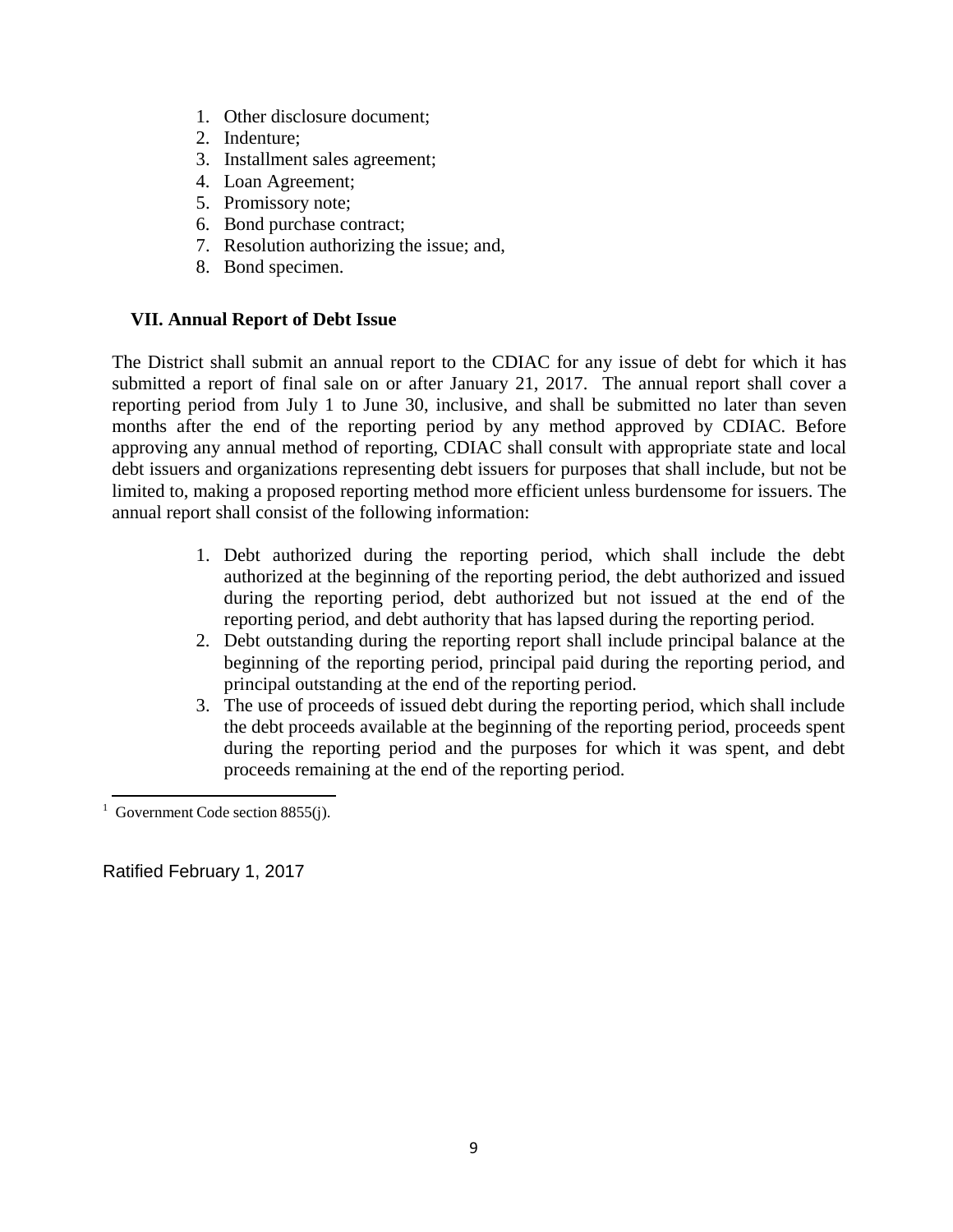1. Other disclosure document;
2. Indenture;
3. Installment sales agreement;
4. Loan Agreement;
5. Promissory note;
6. Bond purchase contract;
7. Resolution authorizing the issue; and,
8. Bond specimen.

## VII. Annual Report of Debt Issue

The District shall submit an annual report to the CDIAC for any issue of debt for which it has submitted a report of final sale on or after January 21, 2017. The annual report shall cover a reporting period from July 1 to June 30, inclusive, and shall be submitted no later than seven months after the end of the reporting period by any method approved by CDIAC. Before approving any annual method of reporting, CDIAC shall consult with appropriate state and local debt issuers and organizations representing debt issuers for purposes that shall include, but not be limited to, making a proposed reporting method more efficient unless burdensome for issuers. The annual report shall consist of the following information:

1. Debt authorized during the reporting period, which shall include the debt authorized at the beginning of the reporting period, the debt authorized and issued during the reporting period, debt authorized but not issued at the end of the reporting period, and debt authority that has lapsed during the reporting period.
2. Debt outstanding during the reporting report shall include principal balance at the beginning of the reporting period, principal paid during the reporting period, and principal outstanding at the end of the reporting period.
3. The use of proceeds of issued debt during the reporting period, which shall include the debt proceeds available at the beginning of the reporting period, proceeds spent during the reporting period and the purposes for which it was spent, and debt proceeds remaining at the end of the reporting period.

[1] Government Code section 8855(j).

Ratified February 1, 2017